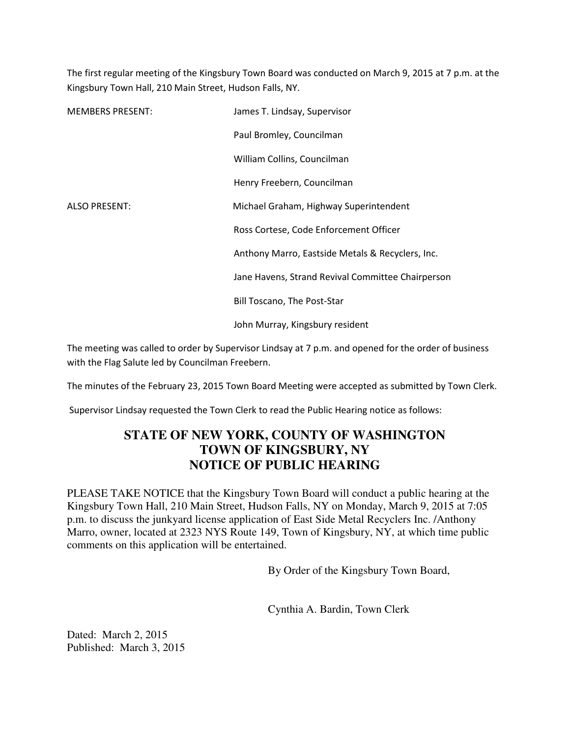The first regular meeting of the Kingsbury Town Board was conducted on March 9, 2015 at 7 p.m. at the Kingsbury Town Hall, 210 Main Street, Hudson Falls, NY.

| | |
|---|---|
| MEMBERS PRESENT: | James T. Lindsay, Supervisor |
| | Paul Bromley, Councilman |
| | William Collins, Councilman |
| | Henry Freebern, Councilman |
| ALSO PRESENT: | Michael Graham, Highway Superintendent |
| | Ross Cortese, Code Enforcement Officer |
| | Anthony Marro, Eastside Metals & Recyclers, Inc. |
| | Jane Havens, Strand Revival Committee Chairperson |
| | Bill Toscano, The Post-Star |
| | John Murray, Kingsbury resident |

The meeting was called to order by Supervisor Lindsay at 7 p.m. and opened for the order of business with the Flag Salute led by Councilman Freebern.

The minutes of the February 23, 2015 Town Board Meeting were accepted as submitted by Town Clerk.

Supervisor Lindsay requested the Town Clerk to read the Public Hearing notice as follows:

## STATE OF NEW YORK, COUNTY OF WASHINGTON
## TOWN OF KINGSBURY, NY
## NOTICE OF PUBLIC HEARING

PLEASE TAKE NOTICE that the Kingsbury Town Board will conduct a public hearing at the Kingsbury Town Hall, 210 Main Street, Hudson Falls, NY on Monday, March 9, 2015 at 7:05 p.m. to discuss the junkyard license application of East Side Metal Recyclers Inc. /Anthony Marro, owner, located at 2323 NYS Route 149, Town of Kingsbury, NY, at which time public comments on this application will be entertained.

By Order of the Kingsbury Town Board,

Cynthia A. Bardin, Town Clerk

Dated: March 2, 2015
Published: March 3, 2015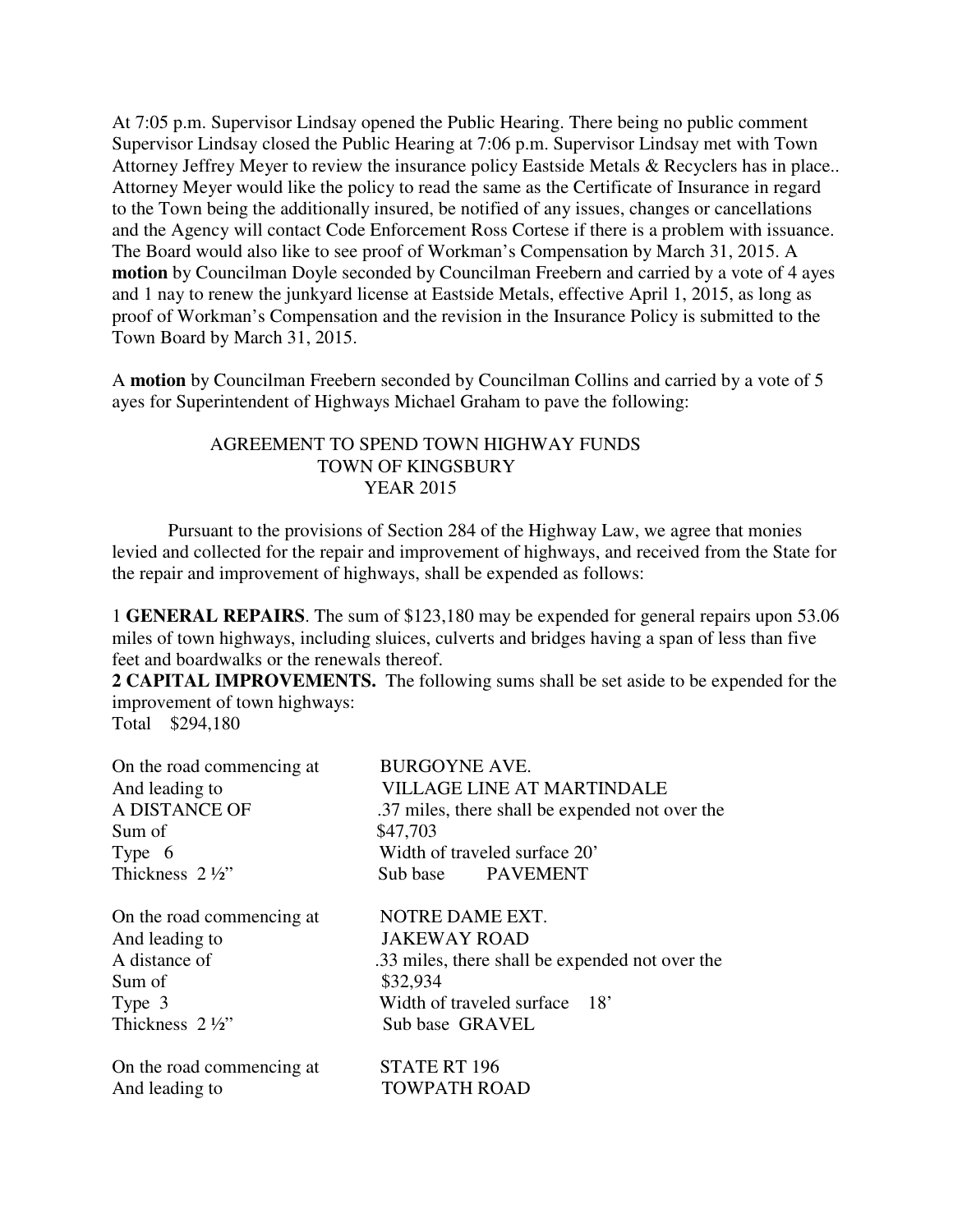At 7:05 p.m. Supervisor Lindsay opened the Public Hearing. There being no public comment Supervisor Lindsay closed the Public Hearing at 7:06 p.m. Supervisor Lindsay met with Town Attorney Jeffrey Meyer to review the insurance policy Eastside Metals & Recyclers has in place.. Attorney Meyer would like the policy to read the same as the Certificate of Insurance in regard to the Town being the additionally insured, be notified of any issues, changes or cancellations and the Agency will contact Code Enforcement Ross Cortese if there is a problem with issuance. The Board would also like to see proof of Workman's Compensation by March 31, 2015. A **motion** by Councilman Doyle seconded by Councilman Freebern and carried by a vote of 4 ayes and 1 nay to renew the junkyard license at Eastside Metals, effective April 1, 2015, as long as proof of Workman's Compensation and the revision in the Insurance Policy is submitted to the Town Board by March 31, 2015.

A **motion** by Councilman Freebern seconded by Councilman Collins and carried by a vote of 5 ayes for Superintendent of Highways Michael Graham to pave the following:

AGREEMENT TO SPEND TOWN HIGHWAY FUNDS
TOWN OF KINGSBURY
YEAR 2015

Pursuant to the provisions of Section 284 of the Highway Law, we agree that monies levied and collected for the repair and improvement of highways, and received from the State for the repair and improvement of highways, shall be expended as follows:

1 **GENERAL REPAIRS**. The sum of $123,180 may be expended for general repairs upon 53.06 miles of town highways, including sluices, culverts and bridges having a span of less than five feet and boardwalks or the renewals thereof.

**2 CAPITAL IMPROVEMENTS.** The following sums shall be set aside to be expended for the improvement of town highways:
Total $294,180

On the road commencing at BURGOYNE AVE.
And leading to VILLAGE LINE AT MARTINDALE
A DISTANCE OF .37 miles, there shall be expended not over the
Sum of $47,703
Type 6 Width of traveled surface 20'
Thickness 2 ½" Sub base PAVEMENT

On the road commencing at NOTRE DAME EXT.
And leading to JAKEWAY ROAD
A distance of .33 miles, there shall be expended not over the
Sum of $32,934
Type 3 Width of traveled surface 18'
Thickness 2 ½" Sub base GRAVEL

On the road commencing at STATE RT 196
And leading to TOWPATH ROAD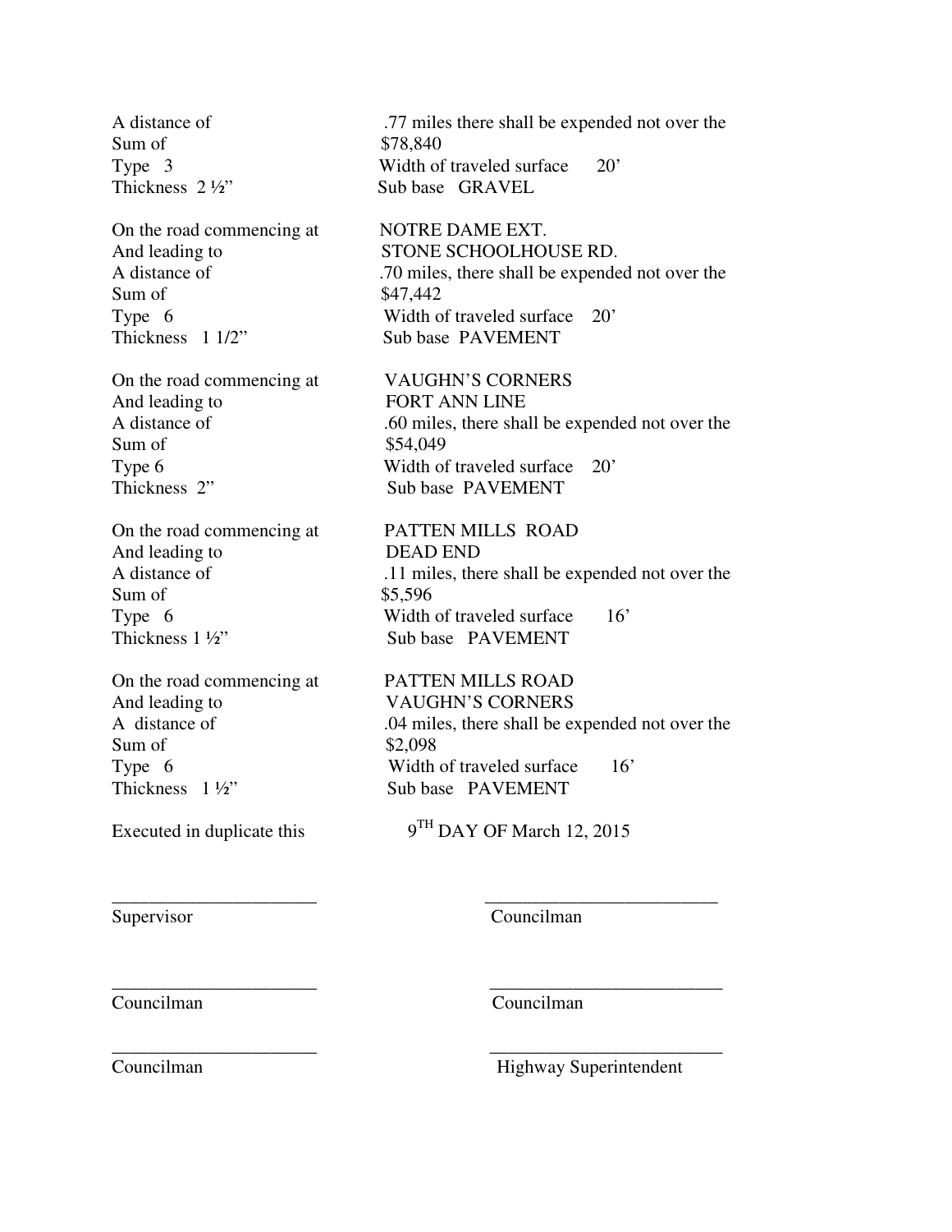A distance of .77 miles there shall be expended not over the
Sum of $78,840
Type 3 Width of traveled surface 20'
Thickness 2 ½" Sub base GRAVEL

On the road commencing at NOTRE DAME EXT.
And leading to STONE SCHOOLHOUSE RD.
A distance of .70 miles, there shall be expended not over the
Sum of $47,442
Type 6 Width of traveled surface 20'
Thickness 1 1/2" Sub base PAVEMENT

On the road commencing at VAUGHN'S CORNERS
And leading to FORT ANN LINE
A distance of .60 miles, there shall be expended not over the
Sum of $54,049
Type 6 Width of traveled surface 20'
Thickness 2" Sub base PAVEMENT

On the road commencing at PATTEN MILLS ROAD
And leading to DEAD END
A distance of .11 miles, there shall be expended not over the
Sum of $5,596
Type 6 Width of traveled surface 16'
Thickness 1 ½" Sub base PAVEMENT

On the road commencing at PATTEN MILLS ROAD
And leading to VAUGHN'S CORNERS
A distance of .04 miles, there shall be expended not over the
Sum of $2,098
Type 6 Width of traveled surface 16'
Thickness 1 ½" Sub base PAVEMENT

Executed in duplicate this 9TH DAY OF March 12, 2015

______________________ ______________________
Supervisor Councilman

______________________ ______________________
Councilman Councilman

______________________ ______________________
Councilman Highway Superintendent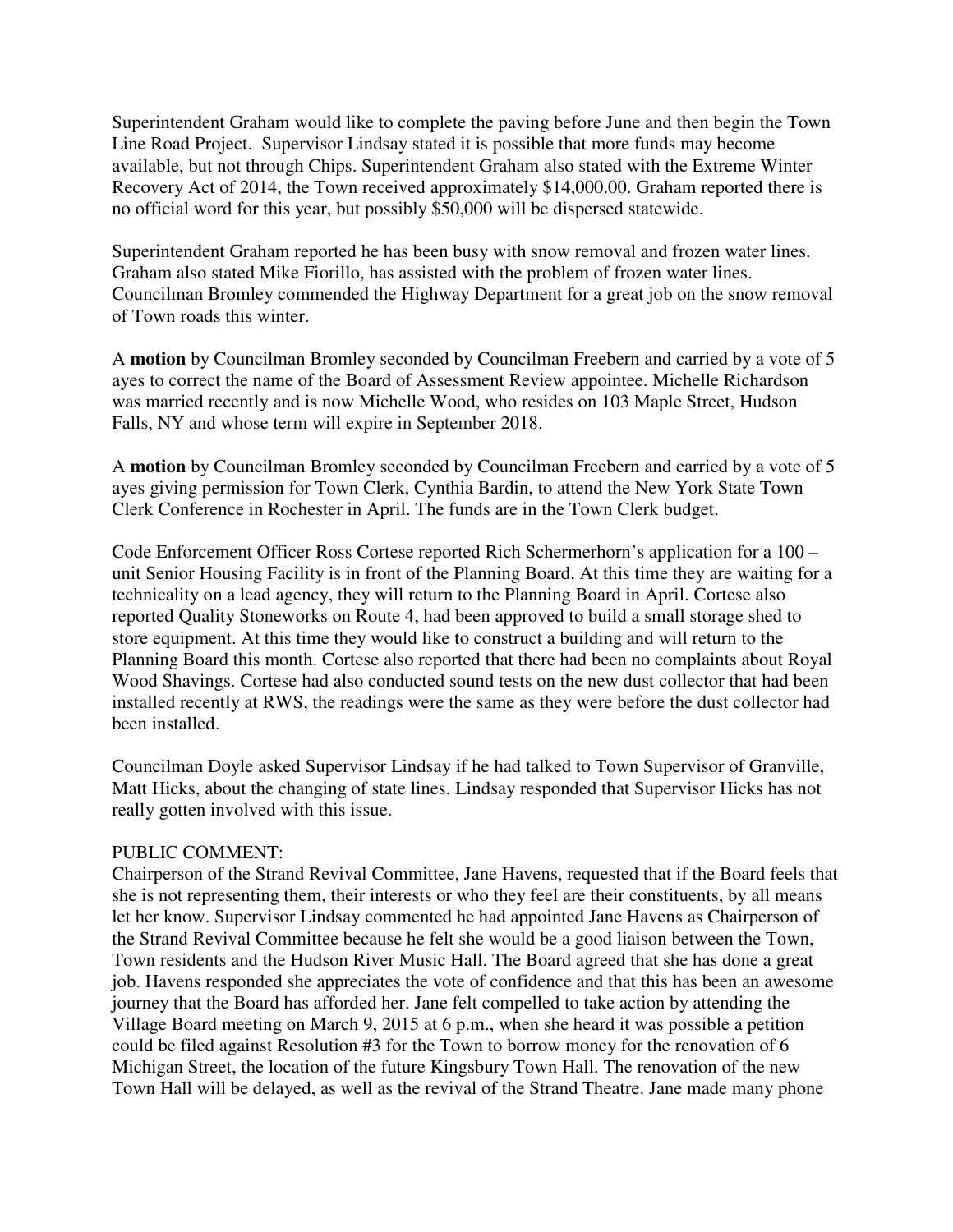Superintendent Graham would like to complete the paving before June and then begin the Town Line Road Project. Supervisor Lindsay stated it is possible that more funds may become available, but not through Chips. Superintendent Graham also stated with the Extreme Winter Recovery Act of 2014, the Town received approximately $14,000.00. Graham reported there is no official word for this year, but possibly $50,000 will be dispersed statewide.

Superintendent Graham reported he has been busy with snow removal and frozen water lines. Graham also stated Mike Fiorillo, has assisted with the problem of frozen water lines. Councilman Bromley commended the Highway Department for a great job on the snow removal of Town roads this winter.

A **motion** by Councilman Bromley seconded by Councilman Freebern and carried by a vote of 5 ayes to correct the name of the Board of Assessment Review appointee. Michelle Richardson was married recently and is now Michelle Wood, who resides on 103 Maple Street, Hudson Falls, NY and whose term will expire in September 2018.

A **motion** by Councilman Bromley seconded by Councilman Freebern and carried by a vote of 5 ayes giving permission for Town Clerk, Cynthia Bardin, to attend the New York State Town Clerk Conference in Rochester in April. The funds are in the Town Clerk budget.

Code Enforcement Officer Ross Cortese reported Rich Schermerhorn's application for a 100 – unit Senior Housing Facility is in front of the Planning Board. At this time they are waiting for a technicality on a lead agency, they will return to the Planning Board in April. Cortese also reported Quality Stoneworks on Route 4, had been approved to build a small storage shed to store equipment. At this time they would like to construct a building and will return to the Planning Board this month. Cortese also reported that there had been no complaints about Royal Wood Shavings. Cortese had also conducted sound tests on the new dust collector that had been installed recently at RWS, the readings were the same as they were before the dust collector had been installed.

Councilman Doyle asked Supervisor Lindsay if he had talked to Town Supervisor of Granville, Matt Hicks, about the changing of state lines. Lindsay responded that Supervisor Hicks has not really gotten involved with this issue.

PUBLIC COMMENT:
Chairperson of the Strand Revival Committee, Jane Havens, requested that if the Board feels that she is not representing them, their interests or who they feel are their constituents, by all means let her know. Supervisor Lindsay commented he had appointed Jane Havens as Chairperson of the Strand Revival Committee because he felt she would be a good liaison between the Town, Town residents and the Hudson River Music Hall. The Board agreed that she has done a great job. Havens responded she appreciates the vote of confidence and that this has been an awesome journey that the Board has afforded her. Jane felt compelled to take action by attending the Village Board meeting on March 9, 2015 at 6 p.m., when she heard it was possible a petition could be filed against Resolution #3 for the Town to borrow money for the renovation of 6 Michigan Street, the location of the future Kingsbury Town Hall. The renovation of the new Town Hall will be delayed, as well as the revival of the Strand Theatre. Jane made many phone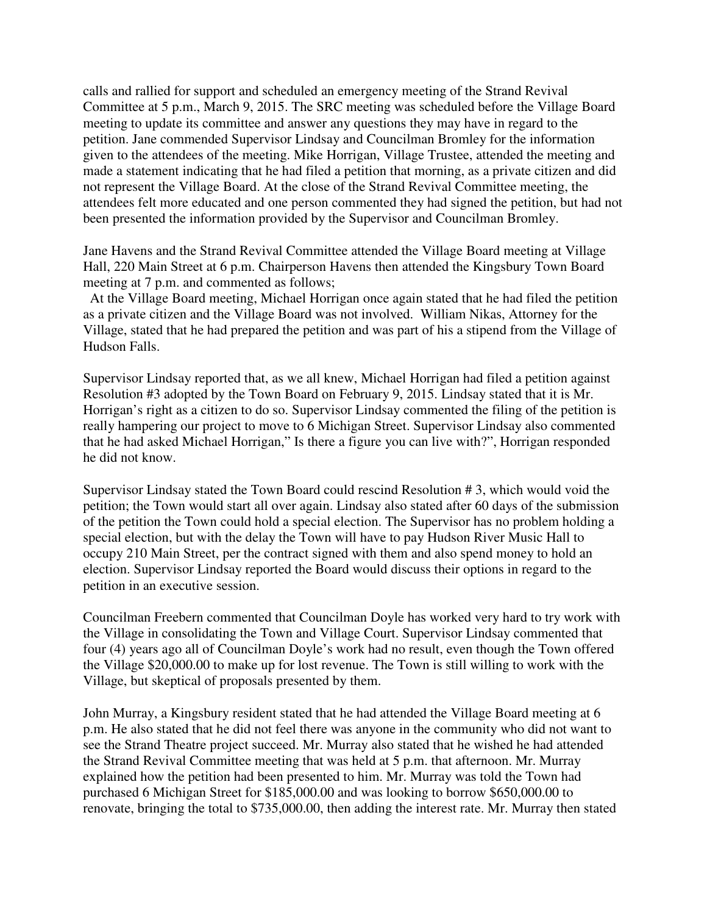calls and rallied for support and scheduled an emergency meeting of the Strand Revival Committee at 5 p.m., March 9, 2015. The SRC meeting was scheduled before the Village Board meeting to update its committee and answer any questions they may have in regard to the petition. Jane commended Supervisor Lindsay and Councilman Bromley for the information given to the attendees of the meeting. Mike Horrigan, Village Trustee, attended the meeting and made a statement indicating that he had filed a petition that morning, as a private citizen and did not represent the Village Board. At the close of the Strand Revival Committee meeting, the attendees felt more educated and one person commented they had signed the petition, but had not been presented the information provided by the Supervisor and Councilman Bromley.

Jane Havens and the Strand Revival Committee attended the Village Board meeting at Village Hall, 220 Main Street at 6 p.m. Chairperson Havens then attended the Kingsbury Town Board meeting at 7 p.m. and commented as follows;

At the Village Board meeting, Michael Horrigan once again stated that he had filed the petition as a private citizen and the Village Board was not involved. William Nikas, Attorney for the Village, stated that he had prepared the petition and was part of his a stipend from the Village of Hudson Falls.

Supervisor Lindsay reported that, as we all knew, Michael Horrigan had filed a petition against Resolution #3 adopted by the Town Board on February 9, 2015. Lindsay stated that it is Mr. Horrigan's right as a citizen to do so. Supervisor Lindsay commented the filing of the petition is really hampering our project to move to 6 Michigan Street. Supervisor Lindsay also commented that he had asked Michael Horrigan," Is there a figure you can live with?", Horrigan responded he did not know.

Supervisor Lindsay stated the Town Board could rescind Resolution # 3, which would void the petition; the Town would start all over again. Lindsay also stated after 60 days of the submission of the petition the Town could hold a special election. The Supervisor has no problem holding a special election, but with the delay the Town will have to pay Hudson River Music Hall to occupy 210 Main Street, per the contract signed with them and also spend money to hold an election. Supervisor Lindsay reported the Board would discuss their options in regard to the petition in an executive session.

Councilman Freebern commented that Councilman Doyle has worked very hard to try work with the Village in consolidating the Town and Village Court. Supervisor Lindsay commented that four (4) years ago all of Councilman Doyle's work had no result, even though the Town offered the Village $20,000.00 to make up for lost revenue. The Town is still willing to work with the Village, but skeptical of proposals presented by them.

John Murray, a Kingsbury resident stated that he had attended the Village Board meeting at 6 p.m. He also stated that he did not feel there was anyone in the community who did not want to see the Strand Theatre project succeed. Mr. Murray also stated that he wished he had attended the Strand Revival Committee meeting that was held at 5 p.m. that afternoon. Mr. Murray explained how the petition had been presented to him. Mr. Murray was told the Town had purchased 6 Michigan Street for $185,000.00 and was looking to borrow $650,000.00 to renovate, bringing the total to $735,000.00, then adding the interest rate. Mr. Murray then stated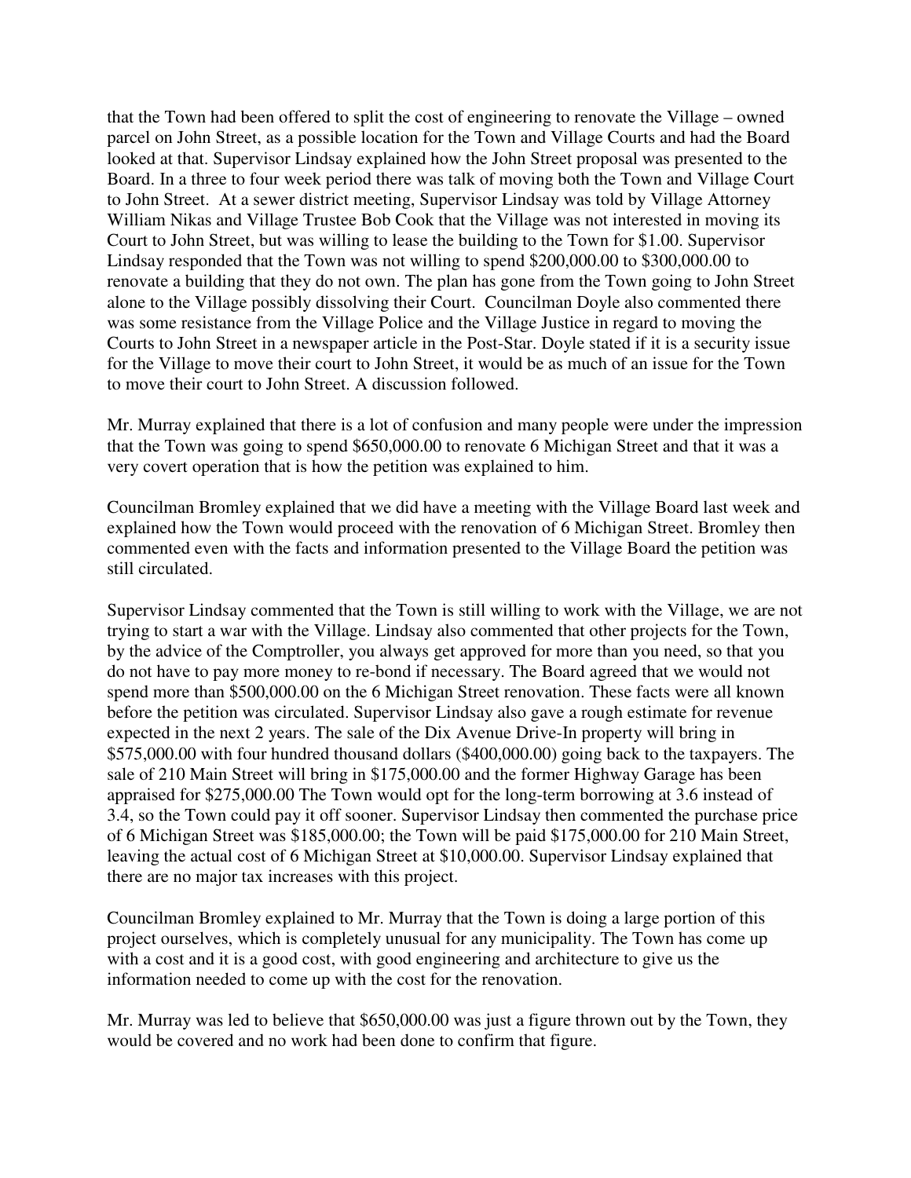that the Town had been offered to split the cost of engineering to renovate the Village – owned parcel on John Street, as a possible location for the Town and Village Courts and had the Board looked at that. Supervisor Lindsay explained how the John Street proposal was presented to the Board. In a three to four week period there was talk of moving both the Town and Village Court to John Street. At a sewer district meeting, Supervisor Lindsay was told by Village Attorney William Nikas and Village Trustee Bob Cook that the Village was not interested in moving its Court to John Street, but was willing to lease the building to the Town for $1.00. Supervisor Lindsay responded that the Town was not willing to spend $200,000.00 to $300,000.00 to renovate a building that they do not own. The plan has gone from the Town going to John Street alone to the Village possibly dissolving their Court. Councilman Doyle also commented there was some resistance from the Village Police and the Village Justice in regard to moving the Courts to John Street in a newspaper article in the Post-Star. Doyle stated if it is a security issue for the Village to move their court to John Street, it would be as much of an issue for the Town to move their court to John Street. A discussion followed.

Mr. Murray explained that there is a lot of confusion and many people were under the impression that the Town was going to spend $650,000.00 to renovate 6 Michigan Street and that it was a very covert operation that is how the petition was explained to him.

Councilman Bromley explained that we did have a meeting with the Village Board last week and explained how the Town would proceed with the renovation of 6 Michigan Street. Bromley then commented even with the facts and information presented to the Village Board the petition was still circulated.

Supervisor Lindsay commented that the Town is still willing to work with the Village, we are not trying to start a war with the Village. Lindsay also commented that other projects for the Town, by the advice of the Comptroller, you always get approved for more than you need, so that you do not have to pay more money to re-bond if necessary. The Board agreed that we would not spend more than $500,000.00 on the 6 Michigan Street renovation. These facts were all known before the petition was circulated. Supervisor Lindsay also gave a rough estimate for revenue expected in the next 2 years. The sale of the Dix Avenue Drive-In property will bring in $575,000.00 with four hundred thousand dollars ($400,000.00) going back to the taxpayers. The sale of 210 Main Street will bring in $175,000.00 and the former Highway Garage has been appraised for $275,000.00 The Town would opt for the long-term borrowing at 3.6 instead of 3.4, so the Town could pay it off sooner. Supervisor Lindsay then commented the purchase price of 6 Michigan Street was $185,000.00; the Town will be paid $175,000.00 for 210 Main Street, leaving the actual cost of 6 Michigan Street at $10,000.00. Supervisor Lindsay explained that there are no major tax increases with this project.

Councilman Bromley explained to Mr. Murray that the Town is doing a large portion of this project ourselves, which is completely unusual for any municipality. The Town has come up with a cost and it is a good cost, with good engineering and architecture to give us the information needed to come up with the cost for the renovation.

Mr. Murray was led to believe that $650,000.00 was just a figure thrown out by the Town, they would be covered and no work had been done to confirm that figure.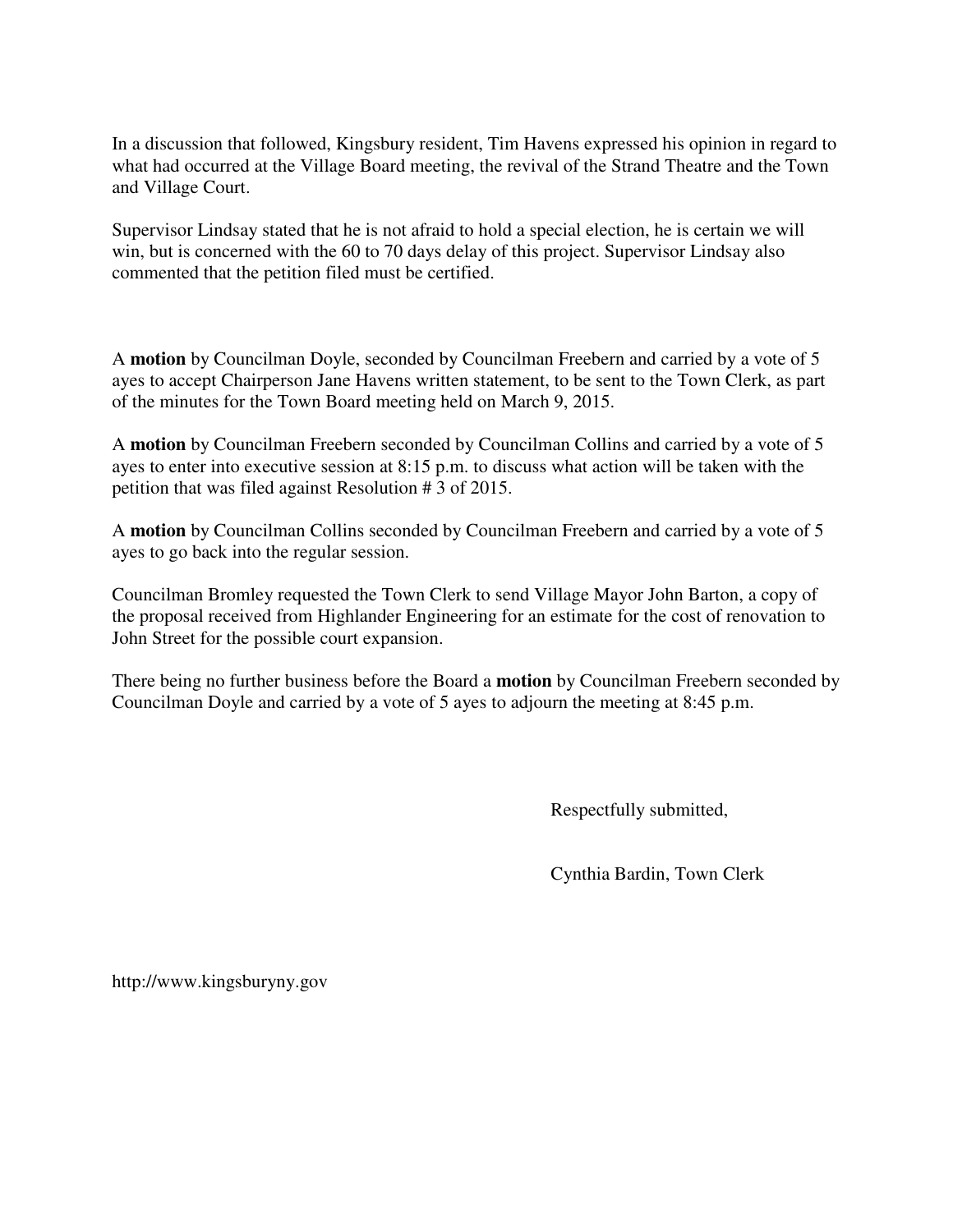In a discussion that followed, Kingsbury resident, Tim Havens expressed his opinion in regard to what had occurred at the Village Board meeting, the revival of the Strand Theatre and the Town and Village Court.

Supervisor Lindsay stated that he is not afraid to hold a special election, he is certain we will win, but is concerned with the 60 to 70 days delay of this project. Supervisor Lindsay also commented that the petition filed must be certified.

A **motion** by Councilman Doyle, seconded by Councilman Freebern and carried by a vote of 5 ayes to accept Chairperson Jane Havens written statement, to be sent to the Town Clerk, as part of the minutes for the Town Board meeting held on March 9, 2015.

A **motion** by Councilman Freebern seconded by Councilman Collins and carried by a vote of 5 ayes to enter into executive session at 8:15 p.m. to discuss what action will be taken with the petition that was filed against Resolution # 3 of 2015.

A **motion** by Councilman Collins seconded by Councilman Freebern and carried by a vote of 5 ayes to go back into the regular session.

Councilman Bromley requested the Town Clerk to send Village Mayor John Barton, a copy of the proposal received from Highlander Engineering for an estimate for the cost of renovation to John Street for the possible court expansion.

There being no further business before the Board a **motion** by Councilman Freebern seconded by Councilman Doyle and carried by a vote of 5 ayes to adjourn the meeting at 8:45 p.m.

Respectfully submitted,

Cynthia Bardin, Town Clerk

http://www.kingsburyny.gov